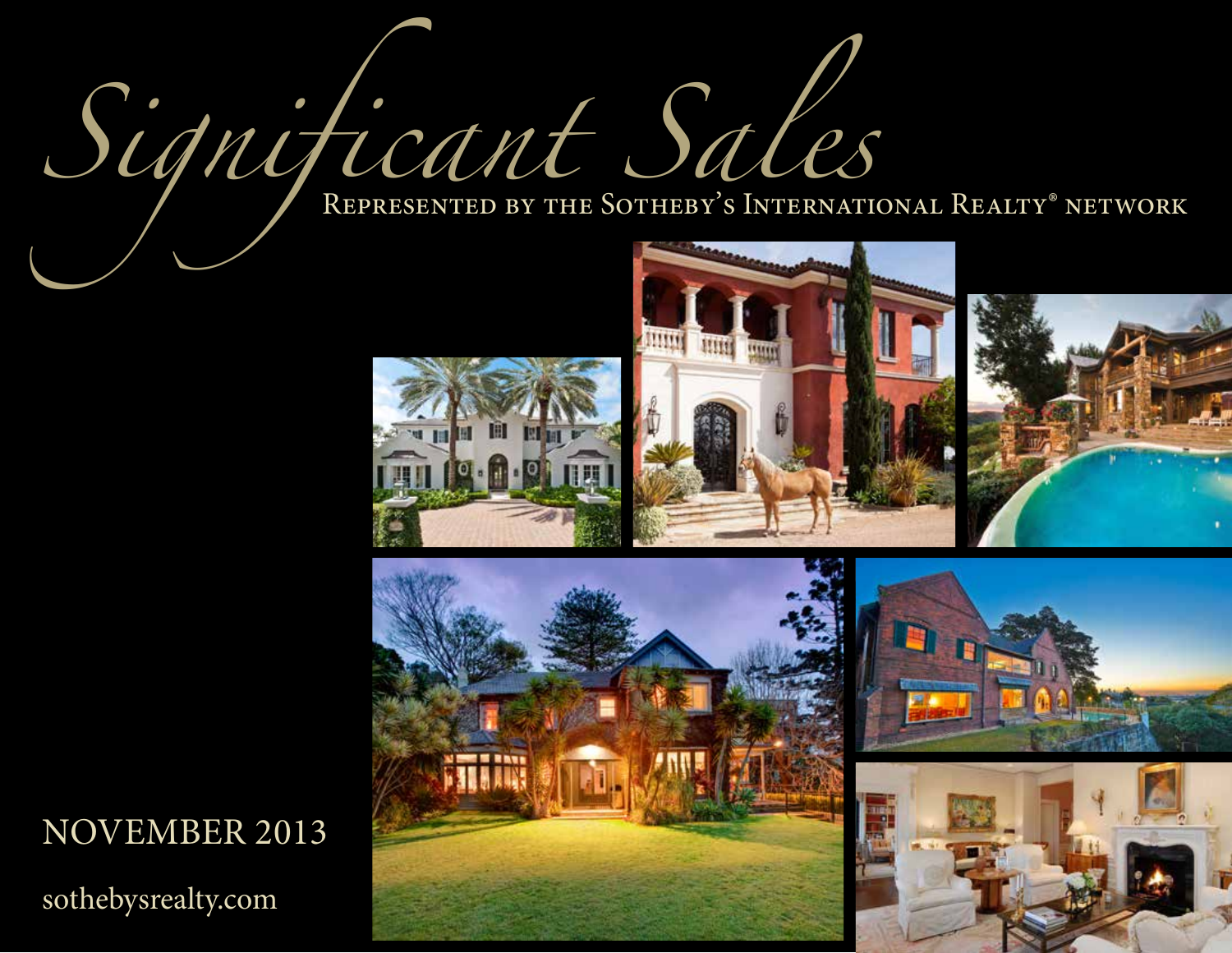# Significant Sales

Represented by the Sotheby's International Realty® network

NOVEMBER 2013

sothebysrealty.com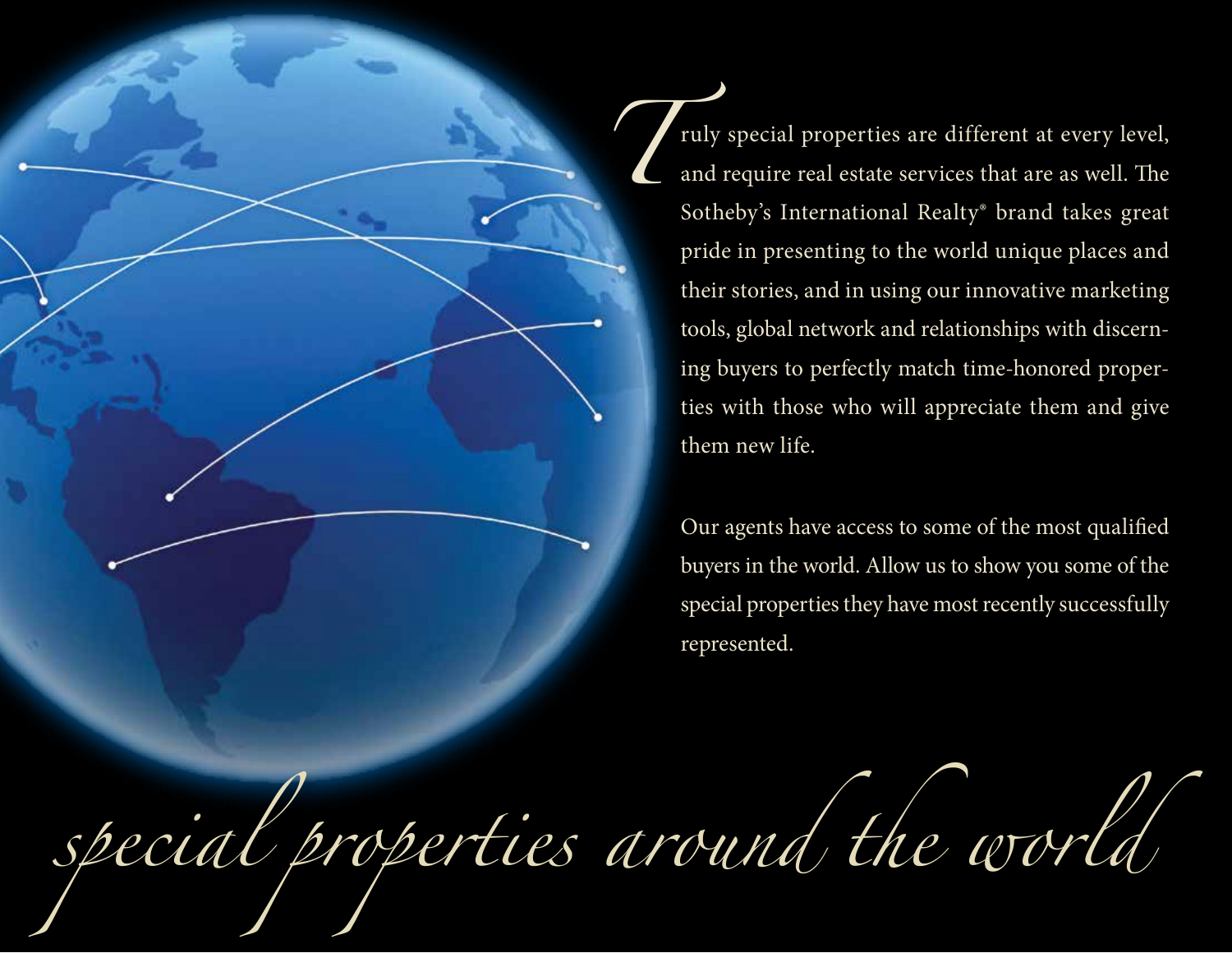Truly special properties are different at every level, and require real estate services that are as well. The Sotheby's International Realty® brand takes great pride in presenting to the world unique places and their stories, and in using our innovative marketing tools, global network and relationships with discerning buyers to perfectly match time-honored properties with those who will appreciate them and give them new life.

Our agents have access to some of the most qualified buyers in the world. Allow us to show you some of the special properties they have most recently successfully represented.

# *special properties around the world*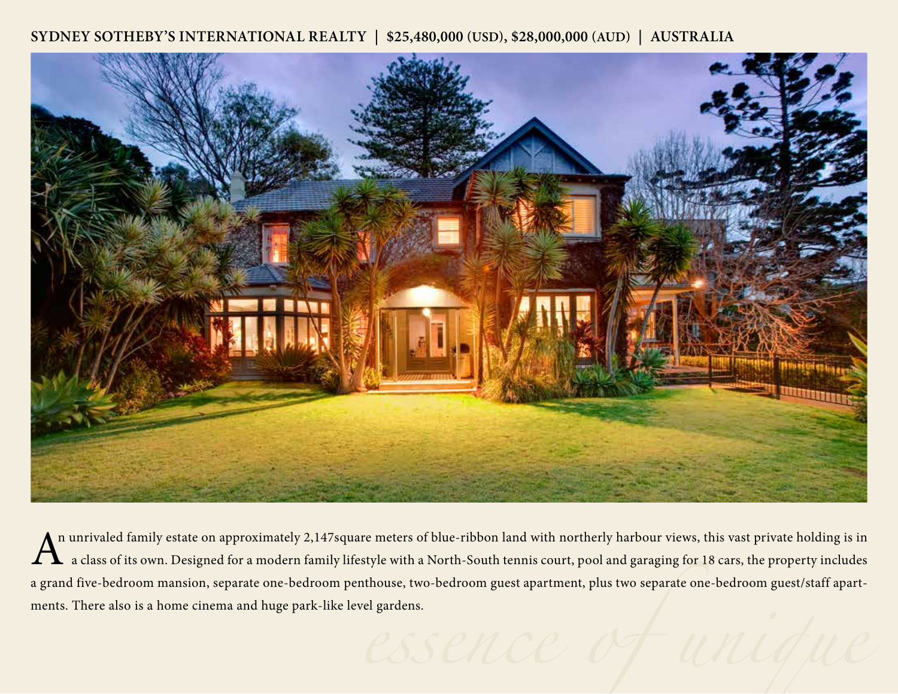**SYDNEY SOTHEBY'S INTERNATIONAL REALTY | $25,480,000 (USD), $28,000,000 (AUD) | AUSTRALIA**

An unrivaled family estate on approximately 2,147square meters of blue-ribbon land with northerly harbour views, this vast private holding is in a class of its own. Designed for a modern family lifestyle with a North-South tennis court, pool and garaging for 18 cars, the property includes a grand five-bedroom mansion, separate one-bedroom penthouse, two-bedroom guest apartment, plus two separate one-bedroom guest/staff apartments. There also is a home cinema and huge park-like level gardens.

*essence of unique*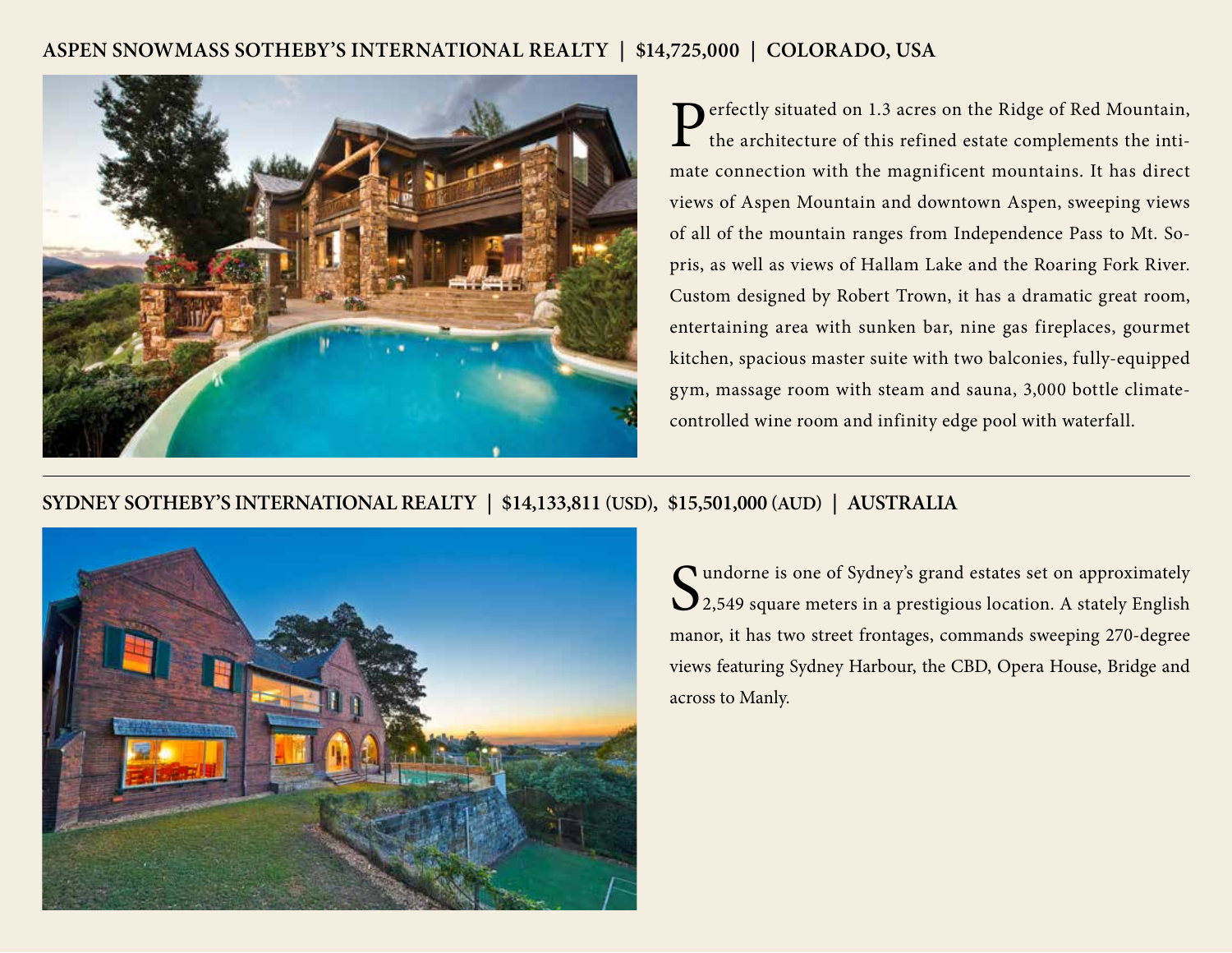## ASPEN SNOWMASS SOTHEBY'S INTERNATIONAL REALTY | $14,725,000 | COLORADO, USA

Perfectly situated on 1.3 acres on the Ridge of Red Mountain, the architecture of this refined estate complements the intimate connection with the magnificent mountains. It has direct views of Aspen Mountain and downtown Aspen, sweeping views of all of the mountain ranges from Independence Pass to Mt. Sopris, as well as views of Hallam Lake and the Roaring Fork River. Custom designed by Robert Trown, it has a dramatic great room, entertaining area with sunken bar, nine gas fireplaces, gourmet kitchen, spacious master suite with two balconies, fully-equipped gym, massage room with steam and sauna, 3,000 bottle climate-controlled wine room and infinity edge pool with waterfall.

---

## SYDNEY SOTHEBY'S INTERNATIONAL REALTY | $14,133,811 (USD), $15,501,000 (AUD) | AUSTRALIA

Sundorne is one of Sydney's grand estates set on approximately 2,549 square meters in a prestigious location. A stately English manor, it has two street frontages, commands sweeping 270-degree views featuring Sydney Harbour, the CBD, Opera House, Bridge and across to Manly.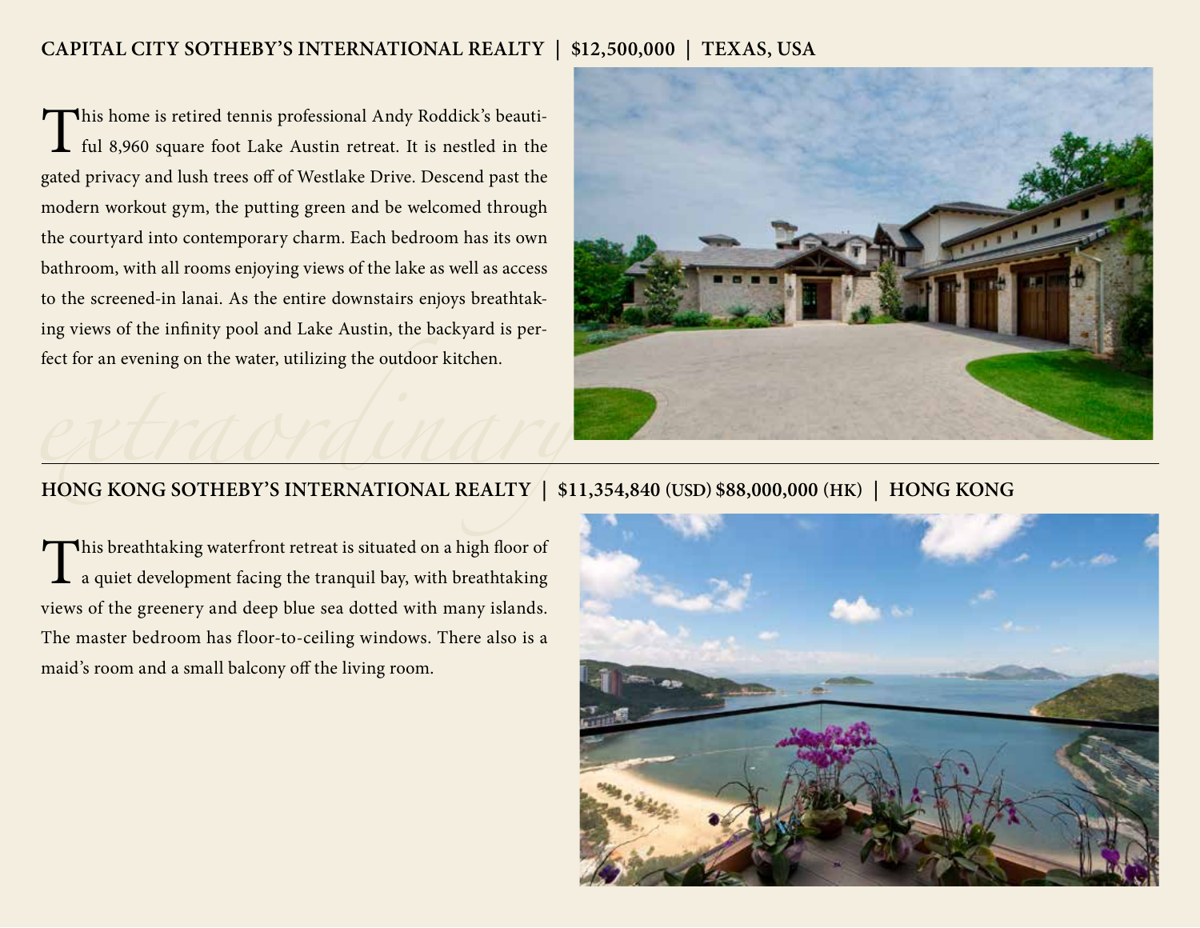## CAPITAL CITY SOTHEBY'S INTERNATIONAL REALTY | $12,500,000 | TEXAS, USA

This home is retired tennis professional Andy Roddick's beautiful 8,960 square foot Lake Austin retreat. It is nestled in the gated privacy and lush trees off of Westlake Drive. Descend past the modern workout gym, the putting green and be welcomed through the courtyard into contemporary charm. Each bedroom has its own bathroom, with all rooms enjoying views of the lake as well as access to the screened-in lanai. As the entire downstairs enjoys breathtaking views of the infinity pool and Lake Austin, the backyard is perfect for an evening on the water, utilizing the outdoor kitchen.

*extraordinary*

## HONG KONG SOTHEBY'S INTERNATIONAL REALTY | $11,354,840 (USD) $88,000,000 (HK) | HONG KONG

This breathtaking waterfront retreat is situated on a high floor of a quiet development facing the tranquil bay, with breathtaking views of the greenery and deep blue sea dotted with many islands. The master bedroom has floor-to-ceiling windows. There also is a maid's room and a small balcony off the living room.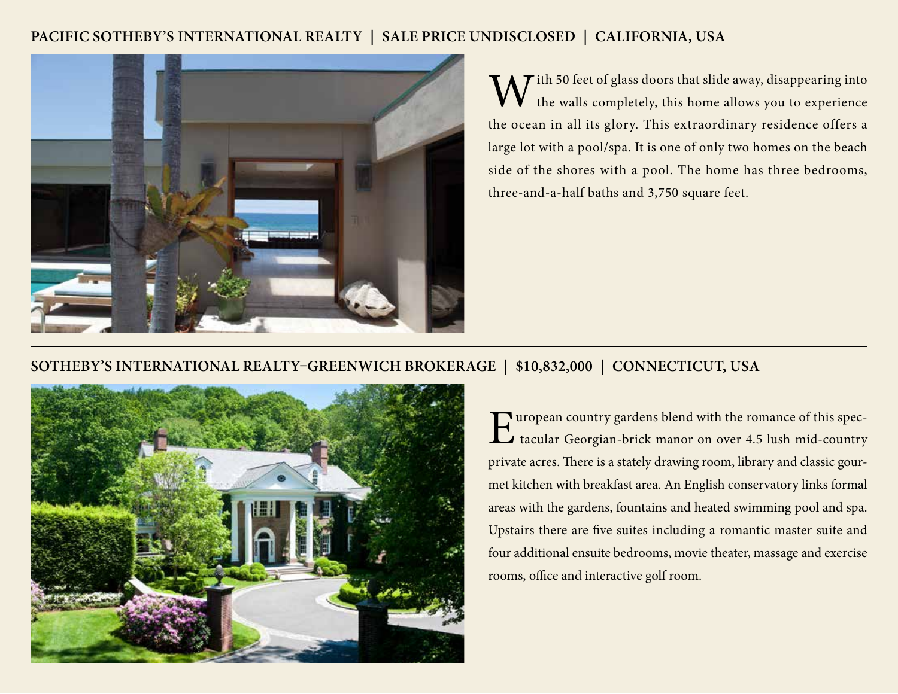## PACIFIC SOTHEBY'S INTERNATIONAL REALTY | SALE PRICE UNDISCLOSED | CALIFORNIA, USA

With 50 feet of glass doors that slide away, disappearing into the walls completely, this home allows you to experience the ocean in all its glory. This extraordinary residence offers a large lot with a pool/spa. It is one of only two homes on the beach side of the shores with a pool. The home has three bedrooms, three-and-a-half baths and 3,750 square feet.

---

## SOTHEBY'S INTERNATIONAL REALTY–GREENWICH BROKERAGE | $10,832,000 | CONNECTICUT, USA

European country gardens blend with the romance of this spectacular Georgian-brick manor on over 4.5 lush mid-country private acres. There is a stately drawing room, library and classic gourmet kitchen with breakfast area. An English conservatory links formal areas with the gardens, fountains and heated swimming pool and spa. Upstairs there are five suites including a romantic master suite and four additional ensuite bedrooms, movie theater, massage and exercise rooms, office and interactive golf room.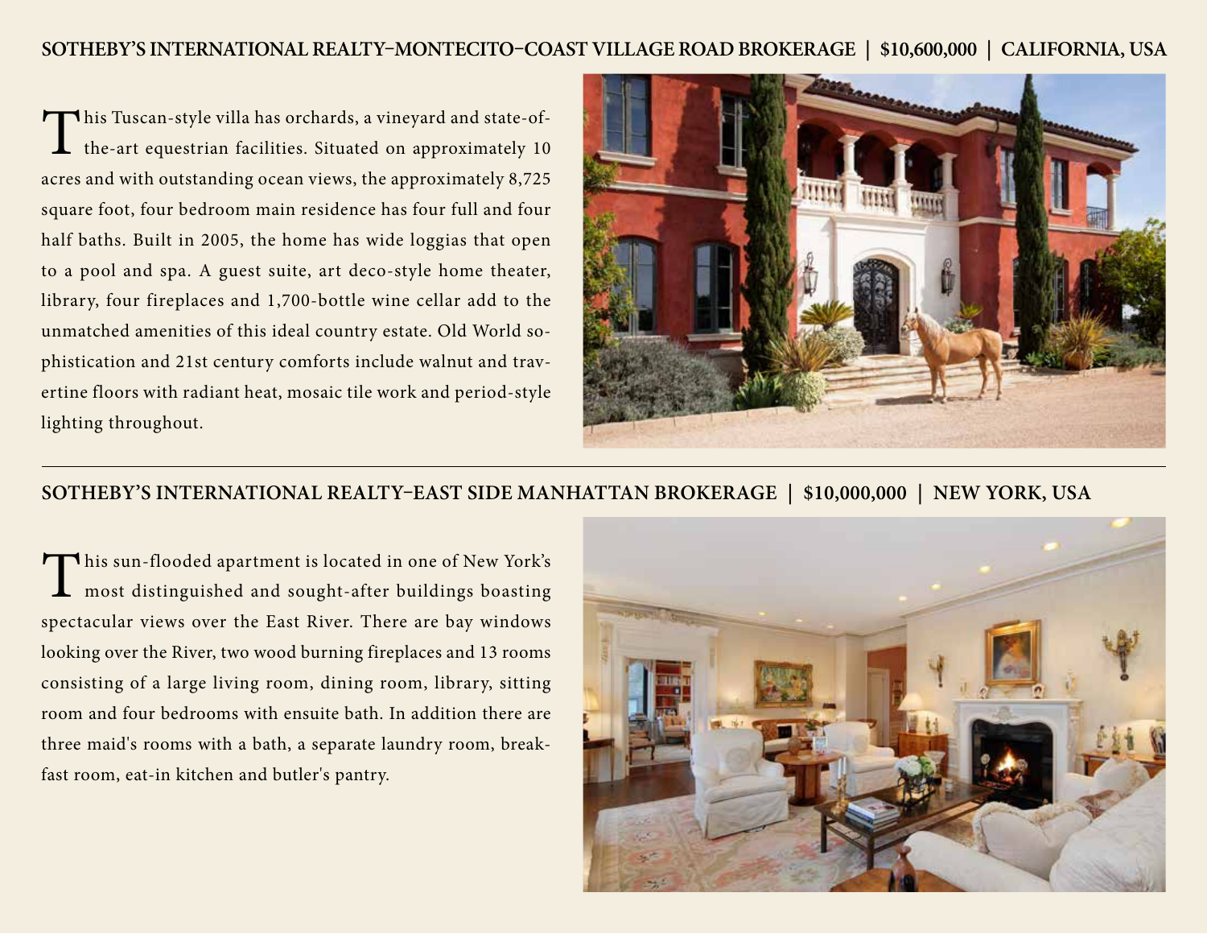## SOTHEBY'S INTERNATIONAL REALTY–MONTECITO–COAST VILLAGE ROAD BROKERAGE | $10,600,000 | CALIFORNIA, USA

This Tuscan-style villa has orchards, a vineyard and state-of-the-art equestrian facilities. Situated on approximately 10 acres and with outstanding ocean views, the approximately 8,725 square foot, four bedroom main residence has four full and four half baths. Built in 2005, the home has wide loggias that open to a pool and spa. A guest suite, art deco-style home theater, library, four fireplaces and 1,700-bottle wine cellar add to the unmatched amenities of this ideal country estate. Old World sophistication and 21st century comforts include walnut and travertine floors with radiant heat, mosaic tile work and period-style lighting throughout.

---

## SOTHEBY'S INTERNATIONAL REALTY–EAST SIDE MANHATTAN BROKERAGE | $10,000,000 | NEW YORK, USA

This sun-flooded apartment is located in one of New York's most distinguished and sought-after buildings boasting spectacular views over the East River. There are bay windows looking over the River, two wood burning fireplaces and 13 rooms consisting of a large living room, dining room, library, sitting room and four bedrooms with ensuite bath. In addition there are three maid's rooms with a bath, a separate laundry room, breakfast room, eat-in kitchen and butler's pantry.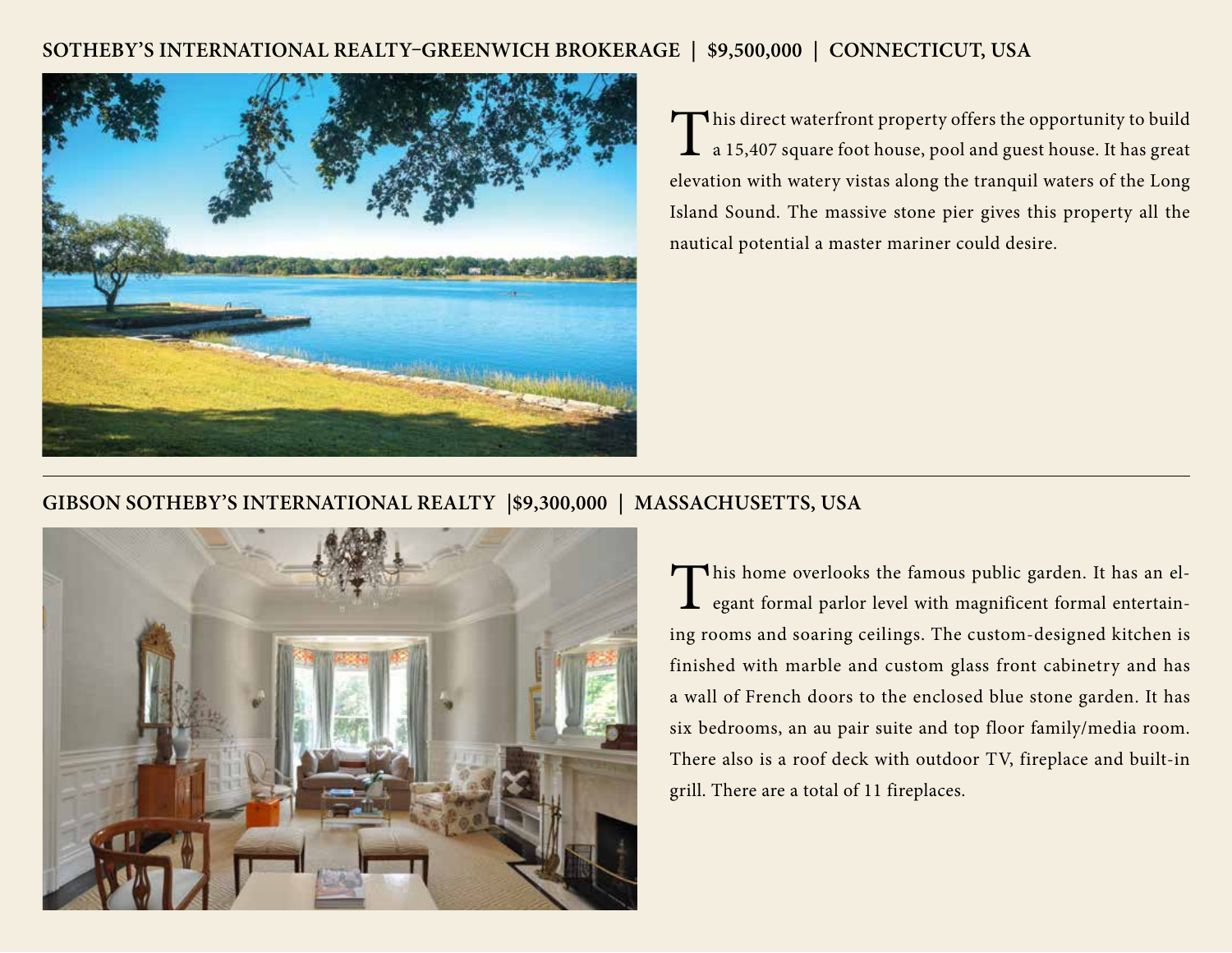## SOTHEBY'S INTERNATIONAL REALTY–GREENWICH BROKERAGE | $9,500,000 | CONNECTICUT, USA

This direct waterfront property offers the opportunity to build a 15,407 square foot house, pool and guest house. It has great elevation with watery vistas along the tranquil waters of the Long Island Sound. The massive stone pier gives this property all the nautical potential a master mariner could desire.

---

## GIBSON SOTHEBY'S INTERNATIONAL REALTY |$9,300,000 | MASSACHUSETTS, USA

This home overlooks the famous public garden. It has an elegant formal parlor level with magnificent formal entertaining rooms and soaring ceilings. The custom-designed kitchen is finished with marble and custom glass front cabinetry and has a wall of French doors to the enclosed blue stone garden. It has six bedrooms, an au pair suite and top floor family/media room. There also is a roof deck with outdoor TV, fireplace and built-in grill. There are a total of 11 fireplaces.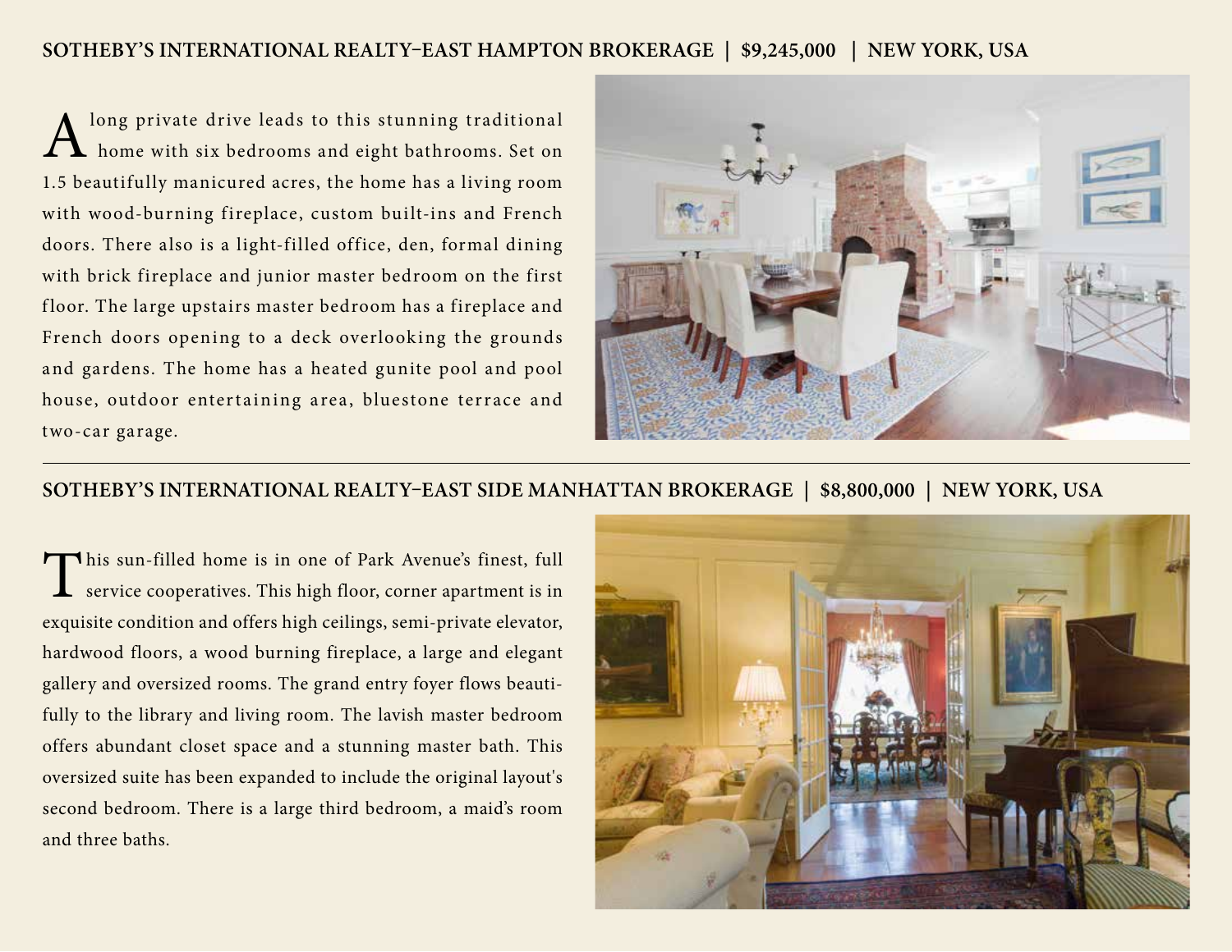## SOTHEBY'S INTERNATIONAL REALTY–EAST HAMPTON BROKERAGE | $9,245,000 | NEW YORK, USA

A long private drive leads to this stunning traditional home with six bedrooms and eight bathrooms. Set on 1.5 beautifully manicured acres, the home has a living room with wood-burning fireplace, custom built-ins and French doors. There also is a light-filled office, den, formal dining with brick fireplace and junior master bedroom on the first floor. The large upstairs master bedroom has a fireplace and French doors opening to a deck overlooking the grounds and gardens. The home has a heated gunite pool and pool house, outdoor entertaining area, bluestone terrace and two-car garage.

---

## SOTHEBY'S INTERNATIONAL REALTY–EAST SIDE MANHATTAN BROKERAGE | $8,800,000 | NEW YORK, USA

This sun-filled home is in one of Park Avenue's finest, full service cooperatives. This high floor, corner apartment is in exquisite condition and offers high ceilings, semi-private elevator, hardwood floors, a wood burning fireplace, a large and elegant gallery and oversized rooms. The grand entry foyer flows beautifully to the library and living room. The lavish master bedroom offers abundant closet space and a stunning master bath. This oversized suite has been expanded to include the original layout's second bedroom. There is a large third bedroom, a maid's room and three baths.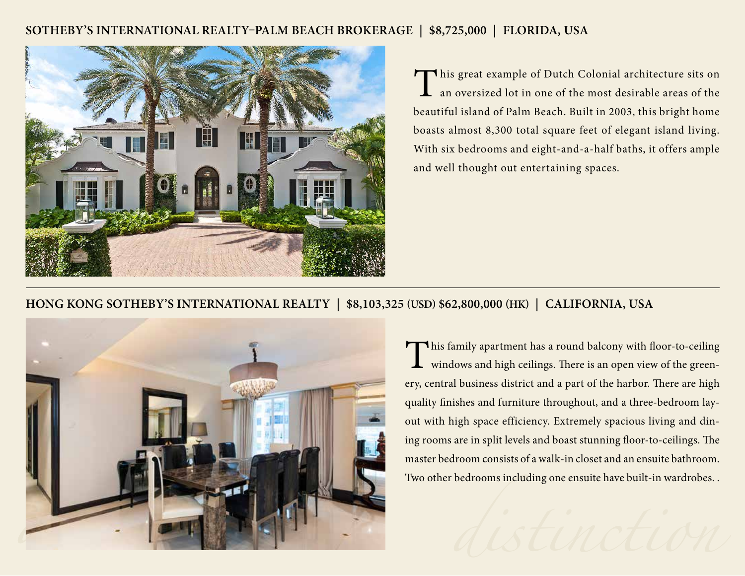## SOTHEBY'S INTERNATIONAL REALTY–PALM BEACH BROKERAGE | $8,725,000 | FLORIDA, USA

This great example of Dutch Colonial architecture sits on an oversized lot in one of the most desirable areas of the beautiful island of Palm Beach. Built in 2003, this bright home boasts almost 8,300 total square feet of elegant island living. With six bedrooms and eight-and-a-half baths, it offers ample and well thought out entertaining spaces.

---

## HONG KONG SOTHEBY'S INTERNATIONAL REALTY | $8,103,325 (USD) $62,800,000 (HK) | CALIFORNIA, USA

This family apartment has a round balcony with floor-to-ceiling windows and high ceilings. There is an open view of the greenery, central business district and a part of the harbor. There are high quality finishes and furniture throughout, and a three-bedroom layout with high space efficiency. Extremely spacious living and dining rooms are in split levels and boast stunning floor-to-ceilings. The master bedroom consists of a walk-in closet and an ensuite bathroom. Two other bedrooms including one ensuite have built-in wardrobes. .

*distinction*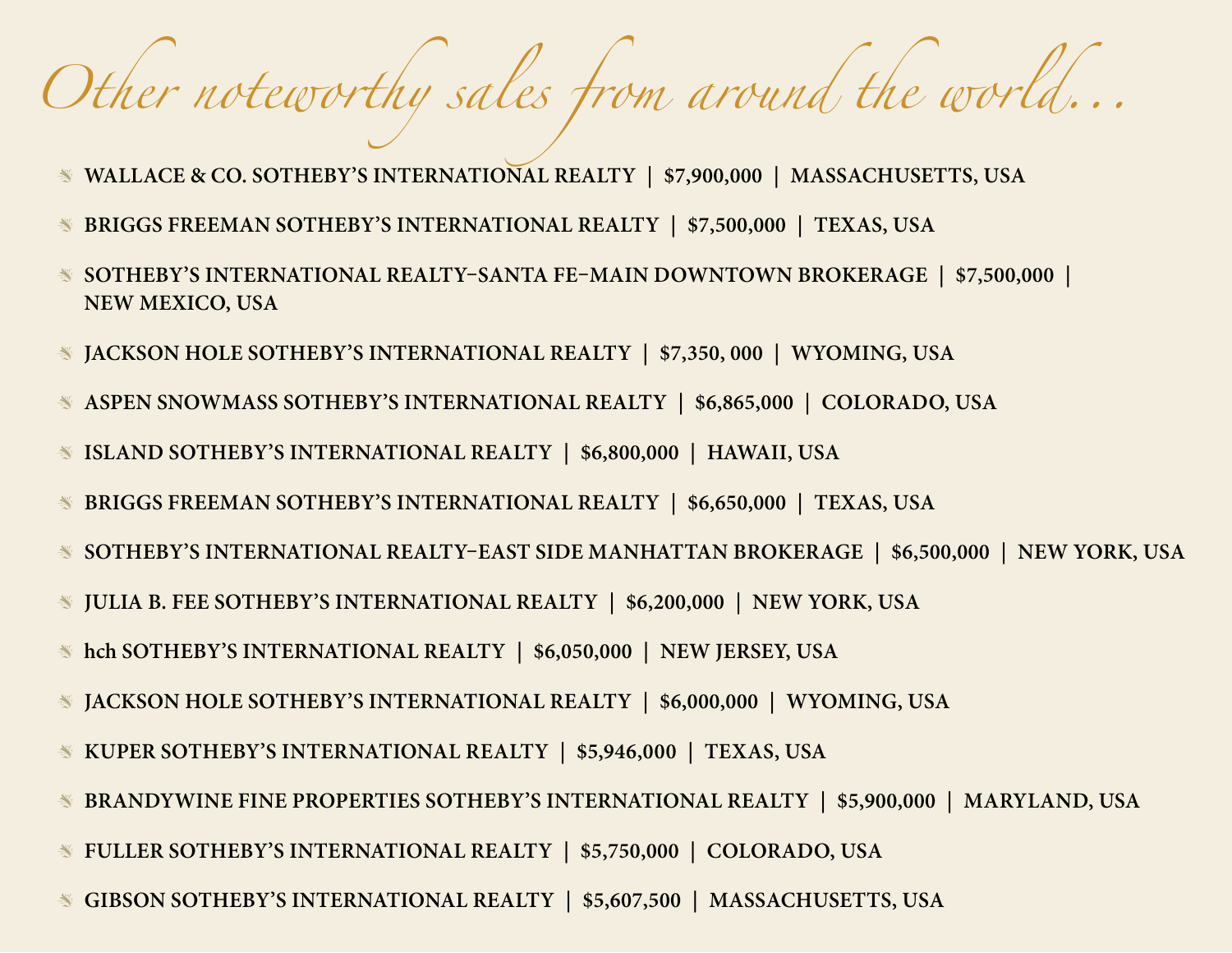# *Other noteworthy sales from around the world...*

- WALLACE & CO. SOTHEBY'S INTERNATIONAL REALTY | $7,900,000 | MASSACHUSETTS, USA
- BRIGGS FREEMAN SOTHEBY'S INTERNATIONAL REALTY | $7,500,000 | TEXAS, USA
- SOTHEBY'S INTERNATIONAL REALTY–SANTA FE–MAIN DOWNTOWN BROKERAGE | $7,500,000 | NEW MEXICO, USA
- JACKSON HOLE SOTHEBY'S INTERNATIONAL REALTY | $7,350, 000 | WYOMING, USA
- ASPEN SNOWMASS SOTHEBY'S INTERNATIONAL REALTY | $6,865,000 | COLORADO, USA
- ISLAND SOTHEBY'S INTERNATIONAL REALTY | $6,800,000 | HAWAII, USA
- BRIGGS FREEMAN SOTHEBY'S INTERNATIONAL REALTY | $6,650,000 | TEXAS, USA
- SOTHEBY'S INTERNATIONAL REALTY–EAST SIDE MANHATTAN BROKERAGE | $6,500,000 | NEW YORK, USA
- JULIA B. FEE SOTHEBY'S INTERNATIONAL REALTY | $6,200,000 | NEW YORK, USA
- hch SOTHEBY'S INTERNATIONAL REALTY | $6,050,000 | NEW JERSEY, USA
- JACKSON HOLE SOTHEBY'S INTERNATIONAL REALTY | $6,000,000 | WYOMING, USA
- KUPER SOTHEBY'S INTERNATIONAL REALTY | $5,946,000 | TEXAS, USA
- BRANDYWINE FINE PROPERTIES SOTHEBY'S INTERNATIONAL REALTY | $5,900,000 | MARYLAND, USA
- FULLER SOTHEBY'S INTERNATIONAL REALTY | $5,750,000 | COLORADO, USA
- GIBSON SOTHEBY'S INTERNATIONAL REALTY | $5,607,500 | MASSACHUSETTS, USA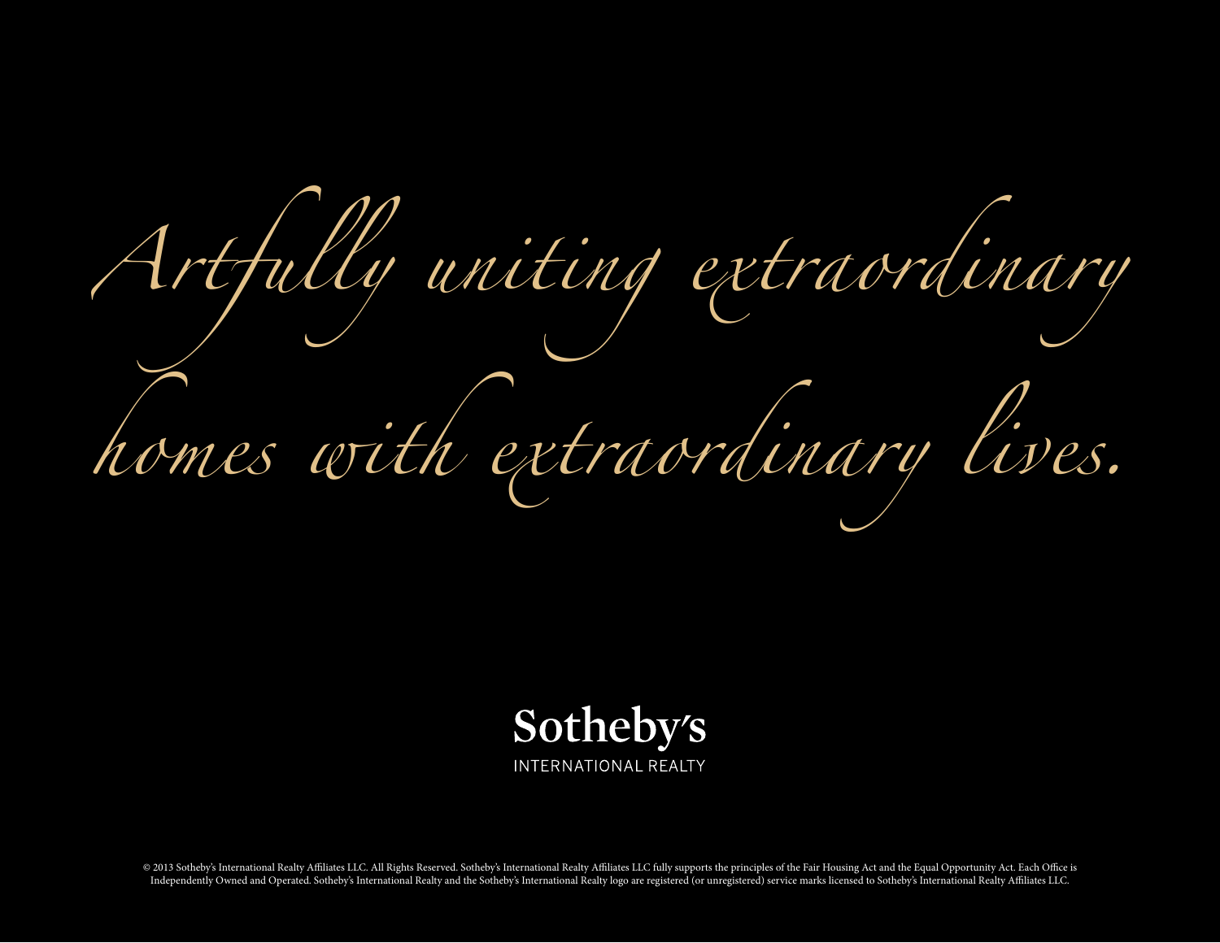*Artfully uniting extraordinary homes with extraordinary lives.*

**Sotheby's**
INTERNATIONAL REALTY

© 2013 Sotheby's International Realty Affiliates LLC. All Rights Reserved. Sotheby's International Realty Affiliates LLC fully supports the principles of the Fair Housing Act and the Equal Opportunity Act. Each Office is Independently Owned and Operated. Sotheby's International Realty and the Sotheby's International Realty logo are registered (or unregistered) service marks licensed to Sotheby's International Realty Affiliates LLC.